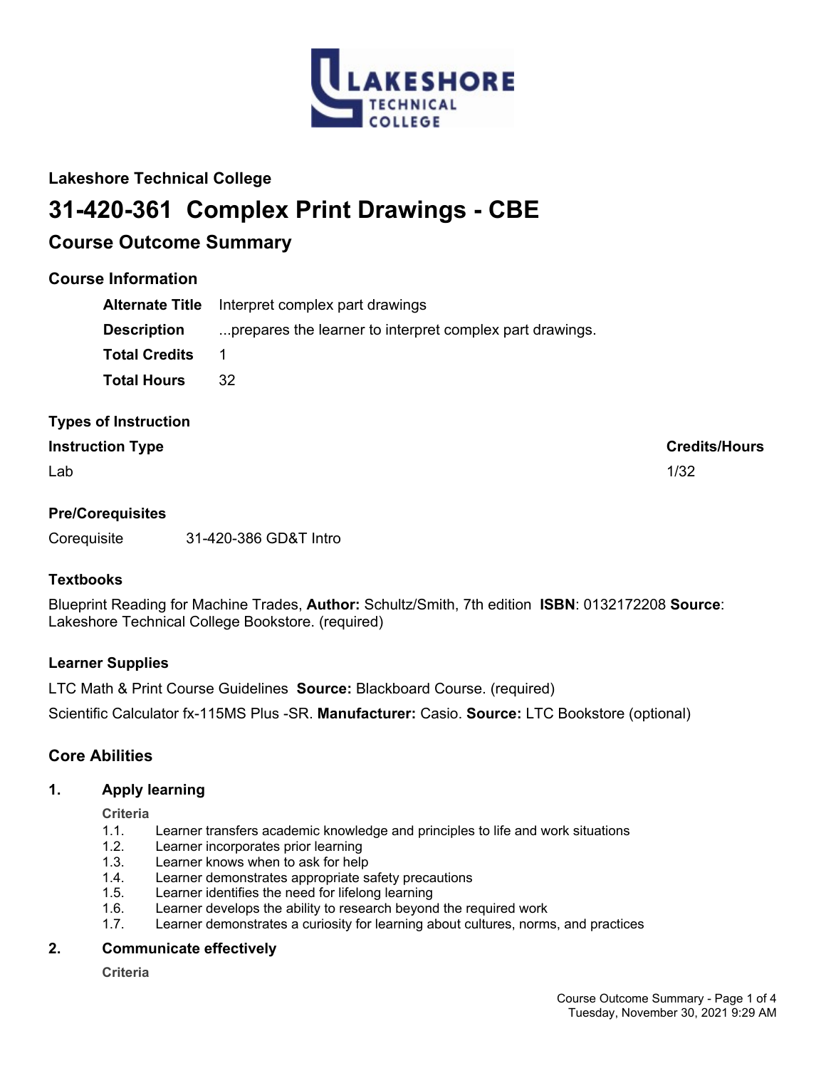## Lakeshore Technical College

# 31-420-361 Complex Print Drawings - CBE

## Course Outcome Summary

### Course Information

| | |
|---|---|
| **Alternate Title** | Interpret complex part drawings |
| **Description** | ...prepares the learner to interpret complex part drawings. |
| **Total Credits** | 1 |
| **Total Hours** | 32 |

### Types of Instruction

| Instruction Type | Credits/Hours |
|---|---|
| Lab | 1/32 |

### Pre/Corequisites

Corequisite 31-420-386 GD&T Intro

### Textbooks

Blueprint Reading for Machine Trades, **Author:** Schultz/Smith, 7th edition **ISBN**: 0132172208 **Source**: Lakeshore Technical College Bookstore. (required)

### Learner Supplies

LTC Math & Print Course Guidelines **Source:** Blackboard Course. (required)

Scientific Calculator fx-115MS Plus -SR. **Manufacturer:** Casio. **Source:** LTC Bookstore (optional)

### Core Abilities

**1. Apply learning**

**Criteria**

1.1. Learner transfers academic knowledge and principles to life and work situations
1.2. Learner incorporates prior learning
1.3. Learner knows when to ask for help
1.4. Learner demonstrates appropriate safety precautions
1.5. Learner identifies the need for lifelong learning
1.6. Learner develops the ability to research beyond the required work
1.7. Learner demonstrates a curiosity for learning about cultures, norms, and practices

**2. Communicate effectively**

**Criteria**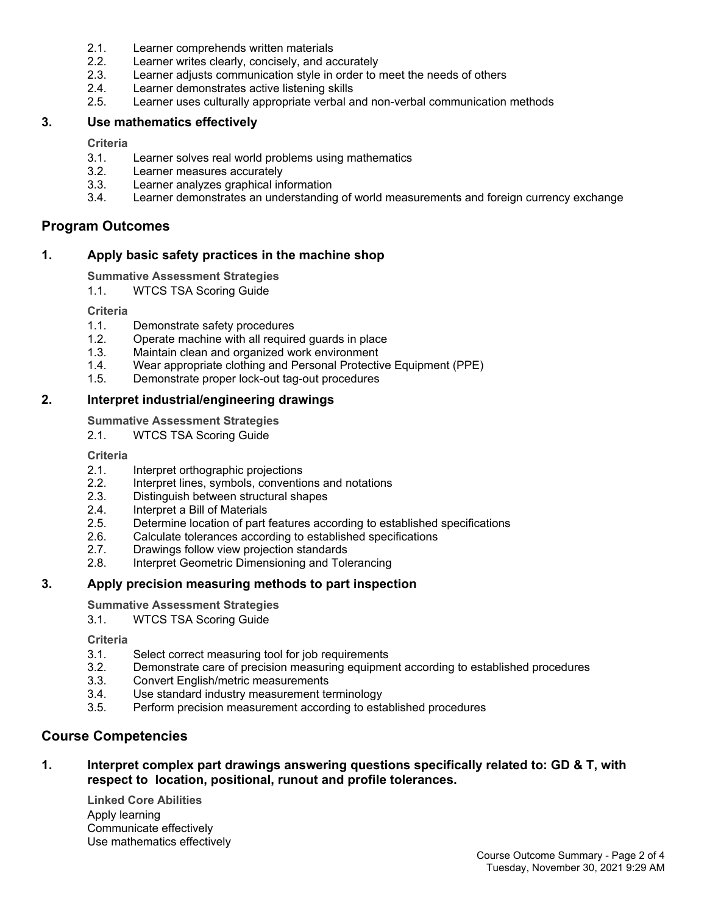2.1. Learner comprehends written materials
2.2. Learner writes clearly, concisely, and accurately
2.3. Learner adjusts communication style in order to meet the needs of others
2.4. Learner demonstrates active listening skills
2.5. Learner uses culturally appropriate verbal and non-verbal communication methods

### 3. Use mathematics effectively

**Criteria**

3.1. Learner solves real world problems using mathematics
3.2. Learner measures accurately
3.3. Learner analyzes graphical information
3.4. Learner demonstrates an understanding of world measurements and foreign currency exchange

## Program Outcomes

### 1. Apply basic safety practices in the machine shop

**Summative Assessment Strategies**

1.1. WTCS TSA Scoring Guide

**Criteria**

1.1. Demonstrate safety procedures
1.2. Operate machine with all required guards in place
1.3. Maintain clean and organized work environment
1.4. Wear appropriate clothing and Personal Protective Equipment (PPE)
1.5. Demonstrate proper lock-out tag-out procedures

### 2. Interpret industrial/engineering drawings

**Summative Assessment Strategies**

2.1. WTCS TSA Scoring Guide

**Criteria**

2.1. Interpret orthographic projections
2.2. Interpret lines, symbols, conventions and notations
2.3. Distinguish between structural shapes
2.4. Interpret a Bill of Materials
2.5. Determine location of part features according to established specifications
2.6. Calculate tolerances according to established specifications
2.7. Drawings follow view projection standards
2.8. Interpret Geometric Dimensioning and Tolerancing

### 3. Apply precision measuring methods to part inspection

**Summative Assessment Strategies**

3.1. WTCS TSA Scoring Guide

**Criteria**

3.1. Select correct measuring tool for job requirements
3.2. Demonstrate care of precision measuring equipment according to established procedures
3.3. Convert English/metric measurements
3.4. Use standard industry measurement terminology
3.5. Perform precision measurement according to established procedures

## Course Competencies

### 1. Interpret complex part drawings answering questions specifically related to: GD & T, with respect to location, positional, runout and profile tolerances.

**Linked Core Abilities**

Apply learning
Communicate effectively
Use mathematics effectively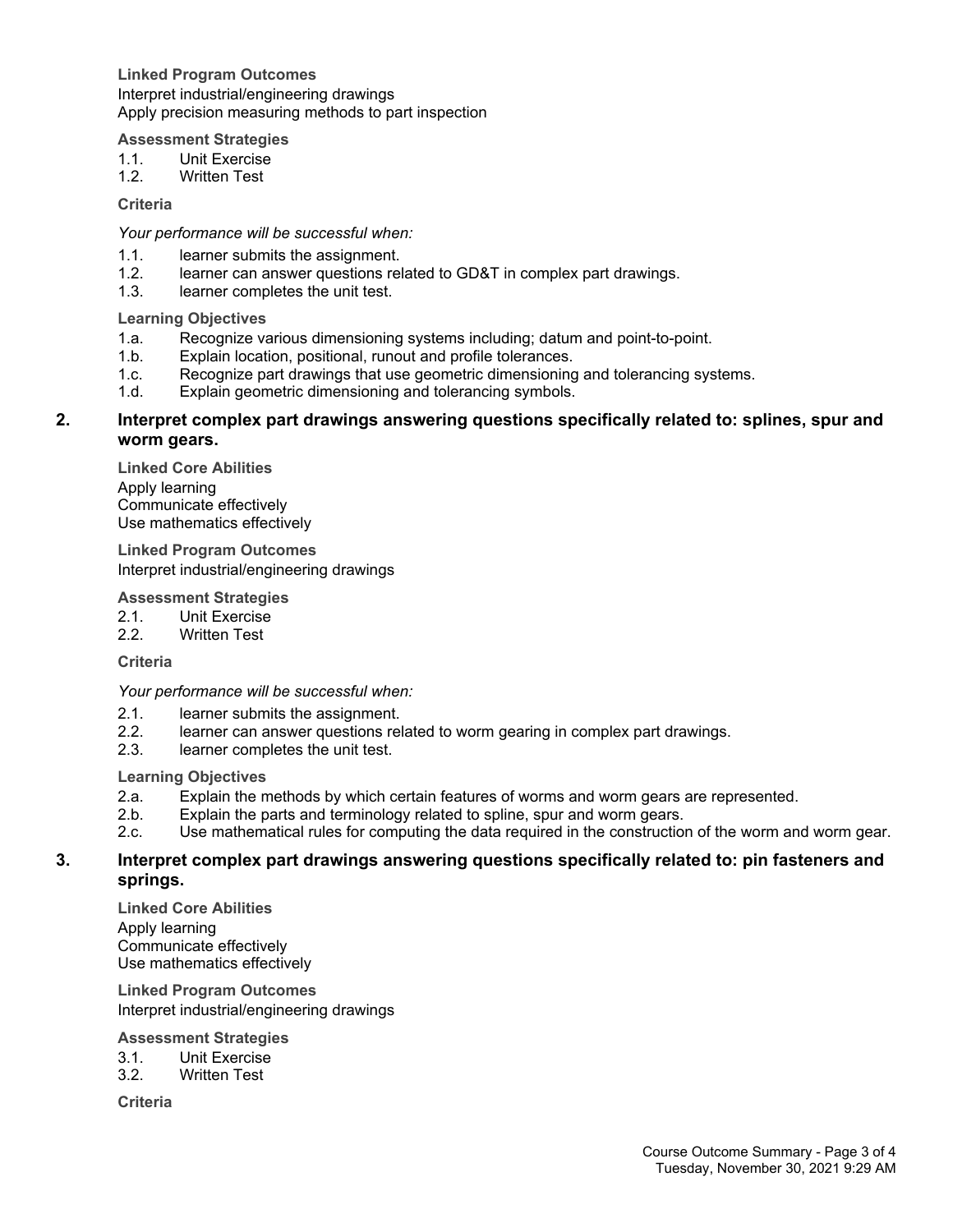**Linked Program Outcomes**

Interpret industrial/engineering drawings
Apply precision measuring methods to part inspection

**Assessment Strategies**

1.1. Unit Exercise
1.2. Written Test

**Criteria**

*Your performance will be successful when:*

1.1. learner submits the assignment.
1.2. learner can answer questions related to GD&T in complex part drawings.
1.3. learner completes the unit test.

**Learning Objectives**

1.a. Recognize various dimensioning systems including; datum and point-to-point.
1.b. Explain location, positional, runout and profile tolerances.
1.c. Recognize part drawings that use geometric dimensioning and tolerancing systems.
1.d. Explain geometric dimensioning and tolerancing symbols.

## 2. Interpret complex part drawings answering questions specifically related to: splines, spur and worm gears.

**Linked Core Abilities**

Apply learning
Communicate effectively
Use mathematics effectively

**Linked Program Outcomes**

Interpret industrial/engineering drawings

**Assessment Strategies**

2.1. Unit Exercise
2.2. Written Test

**Criteria**

*Your performance will be successful when:*

2.1. learner submits the assignment.
2.2. learner can answer questions related to worm gearing in complex part drawings.
2.3. learner completes the unit test.

**Learning Objectives**

2.a. Explain the methods by which certain features of worms and worm gears are represented.
2.b. Explain the parts and terminology related to spline, spur and worm gears.
2.c. Use mathematical rules for computing the data required in the construction of the worm and worm gear.

## 3. Interpret complex part drawings answering questions specifically related to: pin fasteners and springs.

**Linked Core Abilities**

Apply learning
Communicate effectively
Use mathematics effectively

**Linked Program Outcomes**

Interpret industrial/engineering drawings

**Assessment Strategies**

3.1. Unit Exercise
3.2. Written Test

**Criteria**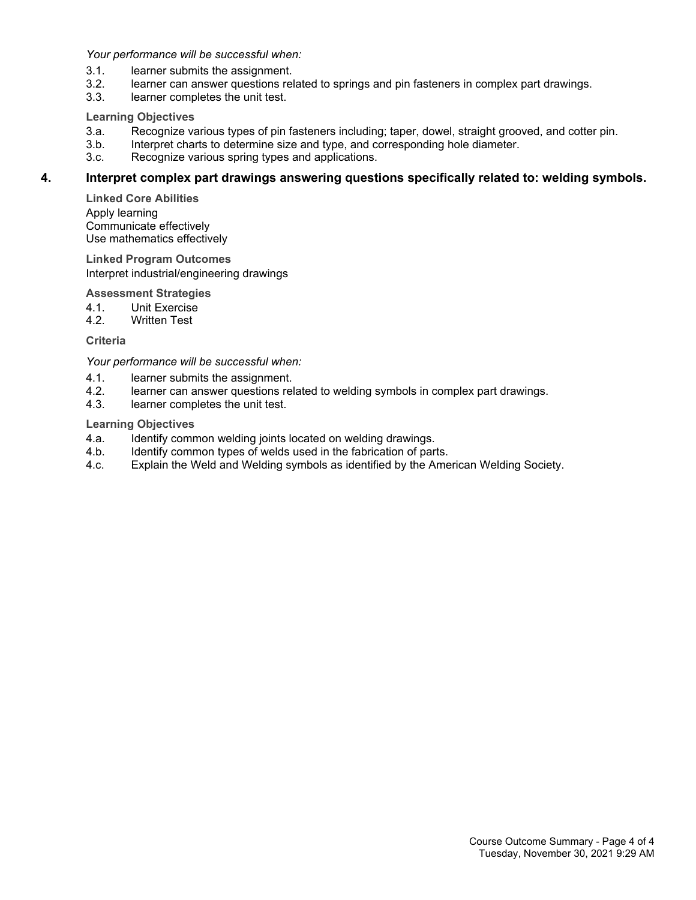*Your performance will be successful when:*

3.1. learner submits the assignment.
3.2. learner can answer questions related to springs and pin fasteners in complex part drawings.
3.3. learner completes the unit test.

**Learning Objectives**

3.a. Recognize various types of pin fasteners including; taper, dowel, straight grooved, and cotter pin.
3.b. Interpret charts to determine size and type, and corresponding hole diameter.
3.c. Recognize various spring types and applications.

## 4. Interpret complex part drawings answering questions specifically related to: welding symbols.

**Linked Core Abilities**

Apply learning
Communicate effectively
Use mathematics effectively

**Linked Program Outcomes**

Interpret industrial/engineering drawings

**Assessment Strategies**

4.1. Unit Exercise
4.2. Written Test

**Criteria**

*Your performance will be successful when:*

4.1. learner submits the assignment.
4.2. learner can answer questions related to welding symbols in complex part drawings.
4.3. learner completes the unit test.

**Learning Objectives**

4.a. Identify common welding joints located on welding drawings.
4.b. Identify common types of welds used in the fabrication of parts.
4.c. Explain the Weld and Welding symbols as identified by the American Welding Society.